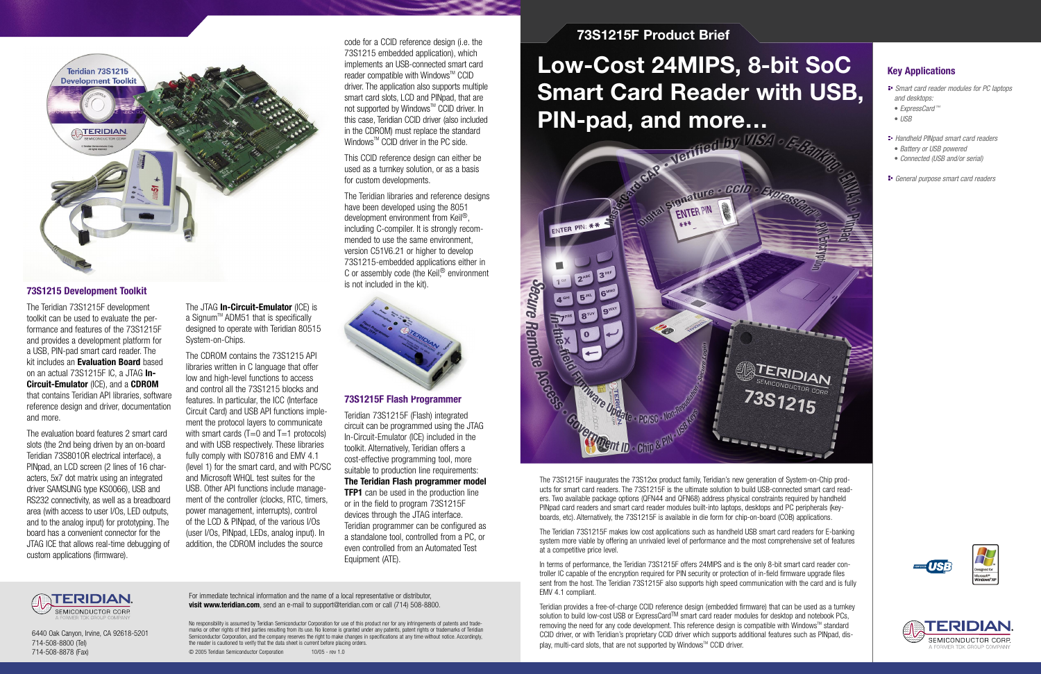## 73S1215F Product Brief

# Low-Cost 24MIPS, 8-bit SoC Smart Card Reader with USB, PIN-pad, and more…

### Key Applications

- *Smart card reader modules for PC laptops and desktops:*
  - *ExpressCard™*
  - *USB*
- *Handheld PINpad smart card readers*
  - *Battery or USB powered*
  - *Connected (USB and/or serial)*
- *General purpose smart card readers*

The 73S1215F inaugurates the 73S12xx product family, Teridian's new generation of System-on-Chip products for smart card readers. The 73S1215F is the ultimate solution to build USB-connected smart card readers. Two available package options (QFN44 and QFN68) address physical constraints required by handheld PINpad card readers and smart card reader modules built-into laptops, desktops and PC peripherals (keyboards, etc). Alternatively, the 73S1215F is available in die form for chip-on-board (COB) applications.

The Teridian 73S1215F makes low cost applications such as handheld USB smart card readers for E-banking system more viable by offering an unrivaled level of performance and the most comprehensive set of features at a competitive price level.

In terms of performance, the Teridian 73S1215F offers 24MIPS and is the only 8-bit smart card reader controller IC capable of the encryption required for PIN security or protection of in-field firmware upgrade files sent from the host. The Teridian 73S1215F also supports high speed communication with the card and is fully EMV 4.1 compliant.

Teridian provides a free-of-charge CCID reference design (embedded firmware) that can be used as a turnkey solution to build low-cost USB or ExpressCard™ smart card reader modules for desktop and notebook PCs, removing the need for any code development. This reference design is compatible with Windows™ standard CCID driver, or with Teridian's proprietary CCID driver which supports additional features such as PINpad, display, multi-card slots, that are not supported by Windows™ CCID driver.

### 73S1215 Development Toolkit

The Teridian 73S1215F development toolkit can be used to evaluate the performance and features of the 73S1215F and provides a development platform for a USB, PIN-pad smart card reader. The kit includes an **Evaluation Board** based on an actual 73S1215F IC, a JTAG **In-Circuit-Emulator** (ICE), and a **CDROM** that contains Teridian API libraries, software reference design and driver, documentation and more.

The evaluation board features 2 smart card slots (the 2nd being driven by an on-board Teridian 73S8010R electrical interface), a PINpad, an LCD screen (2 lines of 16 characters, 5x7 dot matrix using an integrated driver SAMSUNG type KS0066), USB and RS232 connectivity, as well as a breadboard area (with access to user I/Os, LED outputs, and to the analog input) for prototyping. The board has a convenient connector for the JTAG ICE that allows real-time debugging of custom applications (firmware).

The JTAG **In-Circuit-Emulator** (ICE) is a Signum™ ADM51 that is specifically designed to operate with Teridian 80515 System-on-Chips.

The CDROM contains the 73S1215 API libraries written in C language that offer low and high-level functions to access and control all the 73S1215 blocks and features. In particular, the ICC (Interface Circuit Card) and USB API functions implement the protocol layers to communicate with smart cards (T=0 and T=1 protocols) and with USB respectively. These libraries fully comply with ISO7816 and EMV 4.1 (level 1) for the smart card, and with PC/SC and Microsoft WHQL test suites for the USB. Other API functions include management of the controller (clocks, RTC, timers, power management, interrupts), control of the LCD & PINpad, of the various I/Os (user I/Os, PINpad, LEDs, analog input). In addition, the CDROM includes the source code for a CCID reference design (i.e. the 73S1215 embedded application), which implements an USB-connected smart card reader compatible with Windows™ CCID driver. The application also supports multiple smart card slots, LCD and PINpad, that are not supported by Windows™ CCID driver. In this case, Teridian CCID driver (also included in the CDROM) must replace the standard Windows™ CCID driver in the PC side.

This CCID reference design can either be used as a turnkey solution, or as a basis for custom developments.

The Teridian libraries and reference designs have been developed using the 8051 development environment from Keil®, including C-compiler. It is strongly recommended to use the same environment, version C51V6.21 or higher to develop 73S1215-embedded applications either in C or assembly code (the Keil® environment is not included in the kit).

### 73S1215F Flash Programmer

Teridian 73S1215F (Flash) integrated circuit can be programmed using the JTAG In-Circuit-Emulator (ICE) included in the toolkit. Alternatively, Teridian offers a cost-effective programming tool, more suitable to production line requirements: **The Teridian Flash programmer model TFP1** can be used in the production line or in the field to program 73S1215F devices through the JTAG interface. Teridian programmer can be configured as a standalone tool, controlled from a PC, or even controlled from an Automated Test Equipment (ATE).

TERIDIAN SEMICONDUCTOR CORP.
A FORMER TDK GROUP COMPANY

6440 Oak Canyon, Irvine, CA 92618-5201
714-508-8800 (Tel)
714-508-8878 (Fax)

For immediate technical information and the name of a local representative or distributor, **visit www.teridian.com**, send an e-mail to support@teridian.com or call (714) 508-8800.

No responsibility is assumed by Teridian Semiconductor Corporation for use of this product nor for any infringements of patents and trademarks or other rights of third parties resulting from its use. No license is granted under any patents, patent rights or trademarks of Teridian Semiconductor Corporation, and the company reserves the right to make changes in specifications at any time without notice. Accordingly, the reader is cautioned to verify that the data sheet is current before placing orders.

© 2005 Teridian Semiconductor Corporation 10/05 - rev 1.0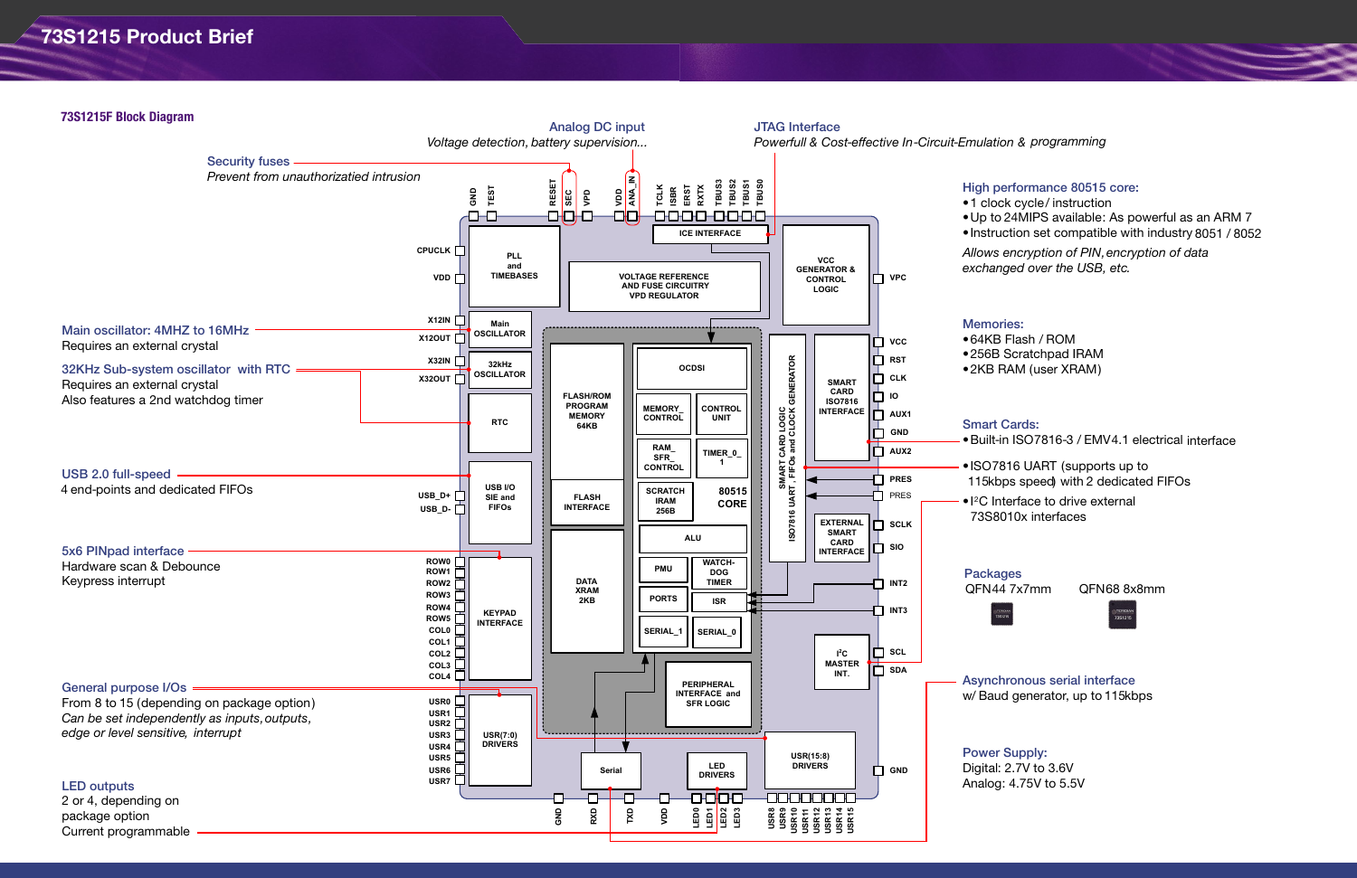# 73S1215 Product Brief

## 73S1215F Block Diagram

**Analog DC input**
*Voltage detection, battery supervision...*

**JTAG Interface**
*Powerfull & Cost-effective In-Circuit-Emulation & programming*

**Security fuses**
*Prevent from unauthorizatied intrusion*

**Main oscillator: 4MHZ to 16MHz**
Requires an external crystal

**32KHz Sub-system oscillator with RTC**
Requires an external crystal
Also features a 2nd watchdog timer

**USB 2.0 full-speed**
4 end-points and dedicated FIFOs

**5x6 PINpad interface**
Hardware scan & Debounce
Keypress interrupt

**General purpose I/Os**
From 8 to 15 (depending on package option)
*Can be set independently as inputs, outputs, edge or level sensitive, interrupt*

**LED outputs**
2 or 4, depending on package option
Current programmable

**High performance 80515 core:**
- 1 clock cycle / instruction
- Up to 24MIPS available: As powerful as an ARM 7
- Instruction set compatible with industry 8051 / 8052

*Allows encryption of PIN, encryption of data exchanged over the USB, etc.*

**Memories:**
- 64KB Flash / ROM
- 256B Scratchpad IRAM
- 2KB RAM (user XRAM)

**Smart Cards:**
- Built-in ISO7816-3 / EMV4.1 electrical interface
- ISO7816 UART (supports up to 115kbps speed) with 2 dedicated FIFOs
- I²C Interface to drive external 73S8010x interfaces

**Packages**
QFN44 7x7mm QFN68 8x8mm

**Asynchronous serial interface**
w/ Baud generator, up to 115kbps

**Power Supply:**
Digital: 2.7V to 3.6V
Analog: 4.75V to 5.5V

GND TEST RESET SEC VPD VDD ANA_IN TCLK ISBR ERST RXTX TBUS3 TBUS2 TBUS1 TBUS0

ICE INTERFACE

CPUCLK VDD

PLL and TIMEBASES

VOLTAGE REFERENCE AND FUSE CIRCUITRY VPD REGULATOR

VCC GENERATOR & CONTROL LOGIC

VPC

X12IN X12OUT

Main OSCILLATOR

X32IN X32OUT

32kHz OSCILLATOR

RTC

FLASH/ROM PROGRAM MEMORY 64KB

FLASH INTERFACE

OCDSI

MEMORY_ CONTROL

CONTROL UNIT

RAM_ SFR_ CONTROL

TIMER_0_1

SCRATCH IRAM 256B

80515 CORE

ALU

PMU

WATCH-DOG TIMER

PORTS

ISR

SERIAL_1

SERIAL_0

DATA XRAM 2KB

ISO7816 UART , FIFOs and CLOCK GENERATOR SMART CARD LOGIC

SMART CARD ISO7816 INTERFACE

VCC RST CLK IO AUX1 GND AUX2 PRES PRES

EXTERNAL SMART CARD INTERFACE

SCLK SIO INT2 INT3

USB_D+ USB_D-

USB I/O SIE and FIFOs

ROW0 ROW1 ROW2 ROW3 ROW4 ROW5 COL0 COL1 COL2 COL3 COL4

KEYPAD INTERFACE

I²C MASTER INT.

SCL SDA

USR0 USR1 USR2 USR3 USR4 USR5 USR6 USR7

USR(7:0) DRIVERS

PERIPHERAL INTERFACE and SFR LOGIC

Serial

LED DRIVERS

USR(15:8) DRIVERS

GND

GND RXD TXD VDD LED0 LED1 LED2 LED3 USR8 USR9 USR10 USR11 USR12 USR13 USR14 USR15